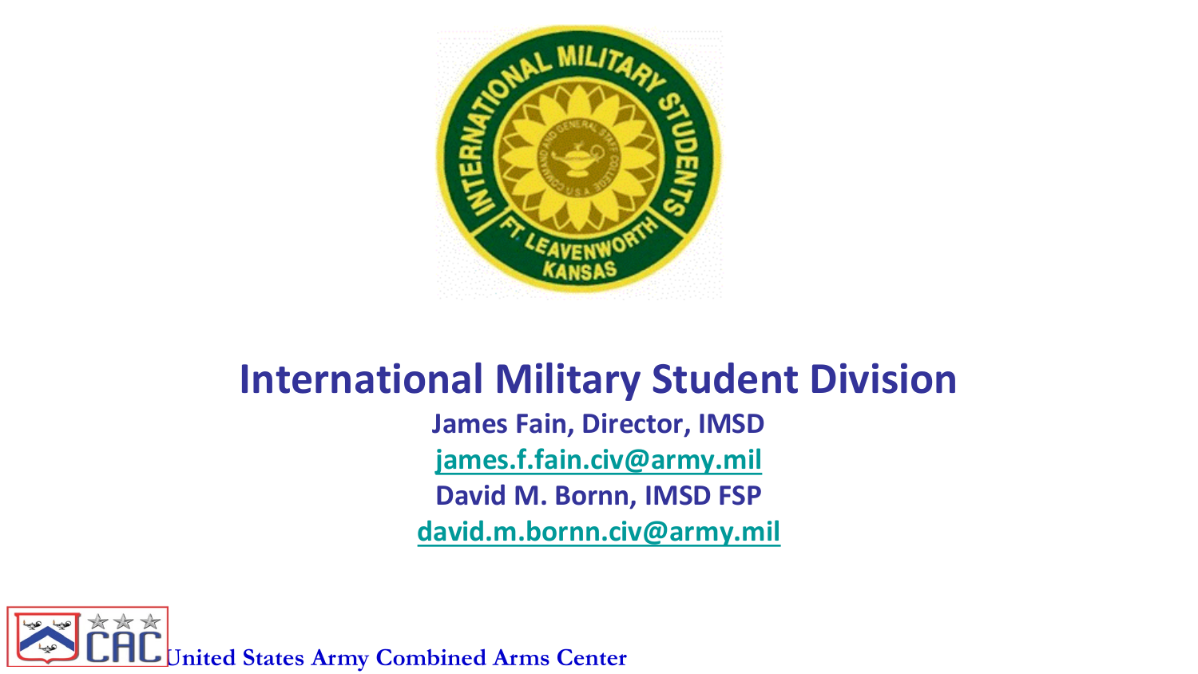# International Military Student Division

**James Fain, Director, IMSD**

**james.f.fain.civ@army.mil**

**David M. Bornn, IMSD FSP**

**david.m.bornn.civ@army.mil**

United States Army Combined Arms Center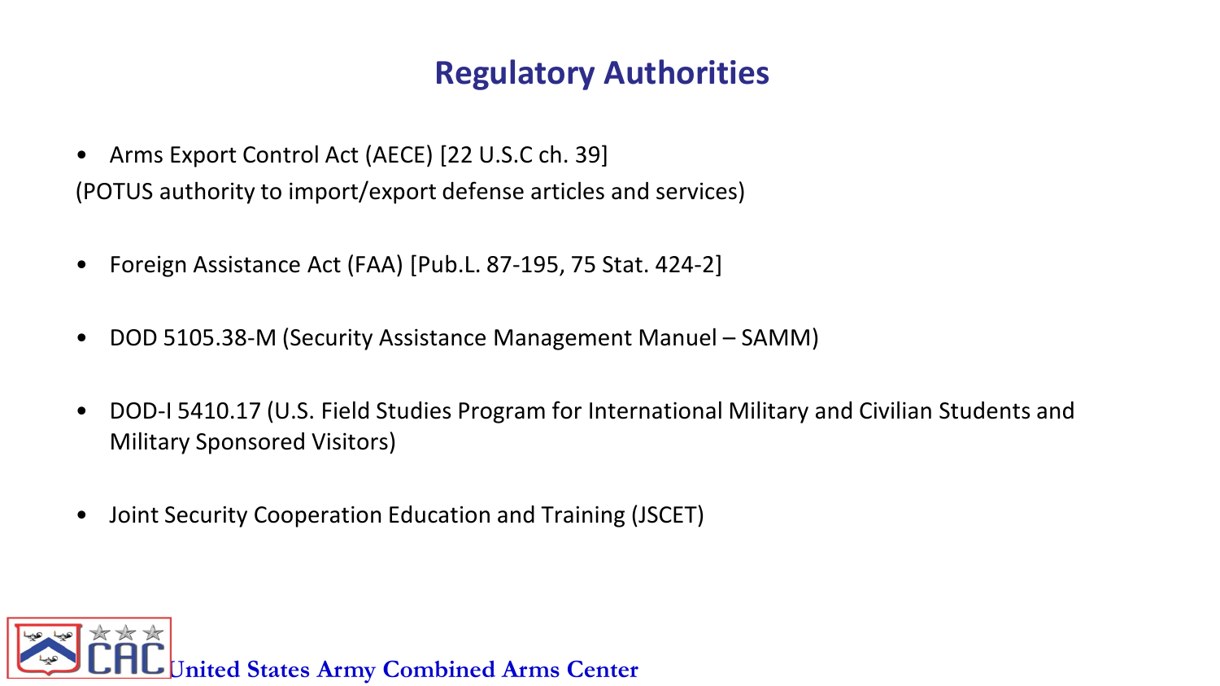# Regulatory Authorities

- Arms Export Control Act (AECE) [22 U.S.C ch. 39]

(POTUS authority to import/export defense articles and services)

- Foreign Assistance Act (FAA) [Pub.L. 87-195, 75 Stat. 424-2]

- DOD 5105.38-M (Security Assistance Management Manuel – SAMM)

- DOD-I 5410.17 (U.S. Field Studies Program for International Military and Civilian Students and Military Sponsored Visitors)

- Joint Security Cooperation Education and Training (JSCET)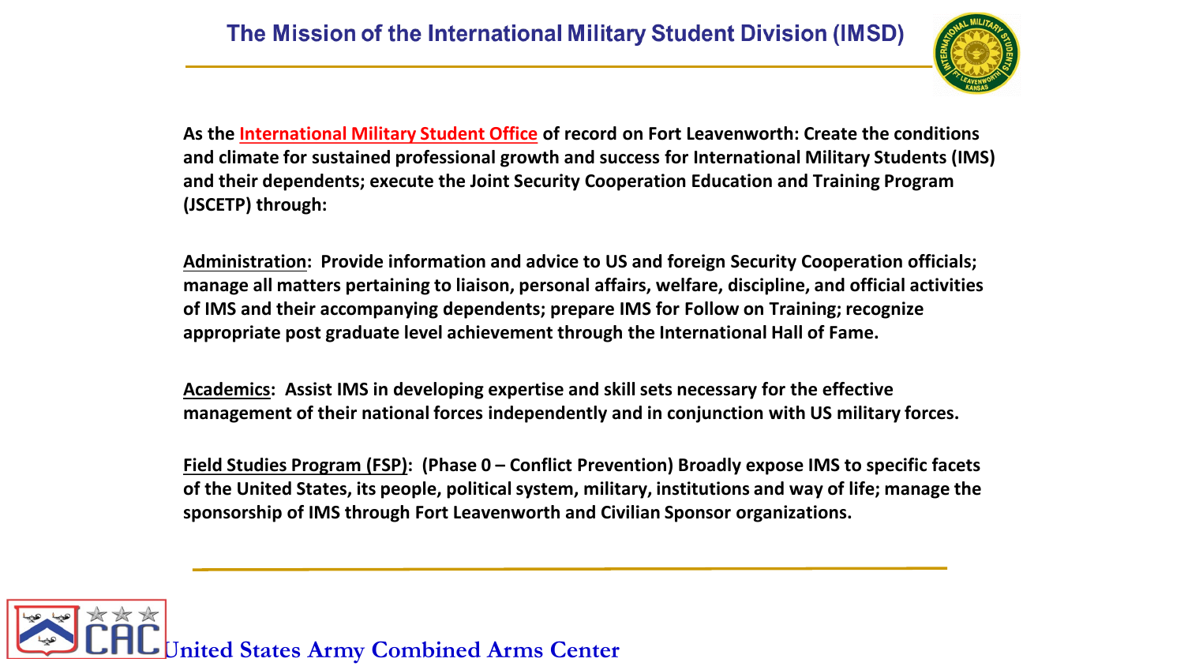# The Mission of the International Military Student Division (IMSD)

**As the International Military Student Office of record on Fort Leavenworth: Create the conditions and climate for sustained professional growth and success for International Military Students (IMS) and their dependents; execute the Joint Security Cooperation Education and Training Program (JSCETP) through:**

**Administration: Provide information and advice to US and foreign Security Cooperation officials; manage all matters pertaining to liaison, personal affairs, welfare, discipline, and official activities of IMS and their accompanying dependents; prepare IMS for Follow on Training; recognize appropriate post graduate level achievement through the International Hall of Fame.**

**Academics: Assist IMS in developing expertise and skill sets necessary for the effective management of their national forces independently and in conjunction with US military forces.**

**Field Studies Program (FSP): (Phase 0 – Conflict Prevention) Broadly expose IMS to specific facets of the United States, its people, political system, military, institutions and way of life; manage the sponsorship of IMS through Fort Leavenworth and Civilian Sponsor organizations.**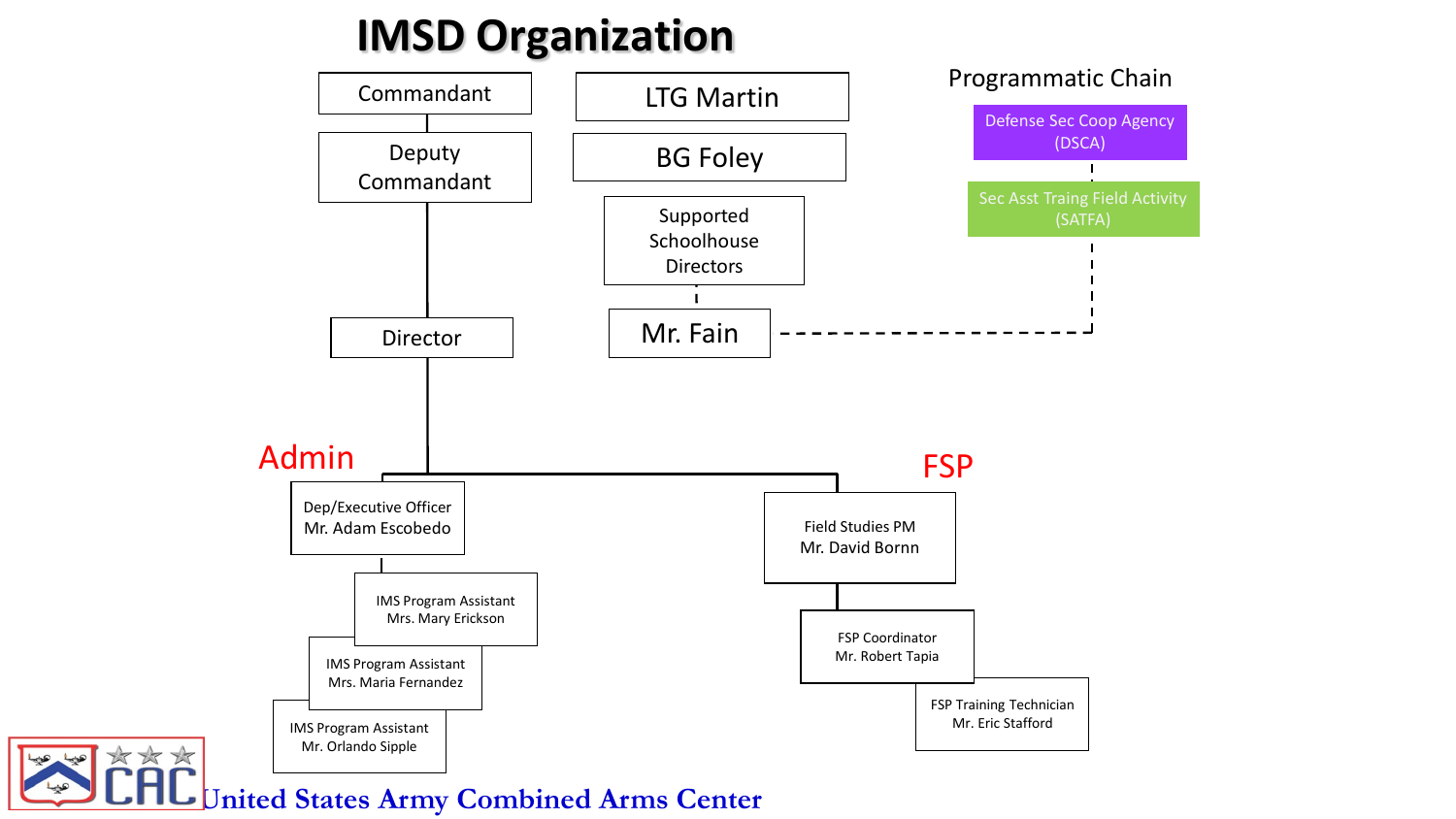# IMSD Organization

- Commandant
  - Deputy Commandant
    - Director

- LTG Martin
- BG Foley
- Supported Schoolhouse Directors
  - Mr. Fain

**Programmatic Chain**

- Defense Sec Coop Agency (DSCA)
  - Sec Asst Traing Field Activity (SATFA)
    - Mr. Fain

**Admin**

- Dep/Executive Officer Mr. Adam Escobedo
  - IMS Program Assistant Mrs. Mary Erickson
  - IMS Program Assistant Mrs. Maria Fernandez
  - IMS Program Assistant Mr. Orlando Sipple

**FSP**

- Field Studies PM Mr. David Bornn
  - FSP Coordinator Mr. Robert Tapia
    - FSP Training Technician Mr. Eric Stafford

United States Army Combined Arms Center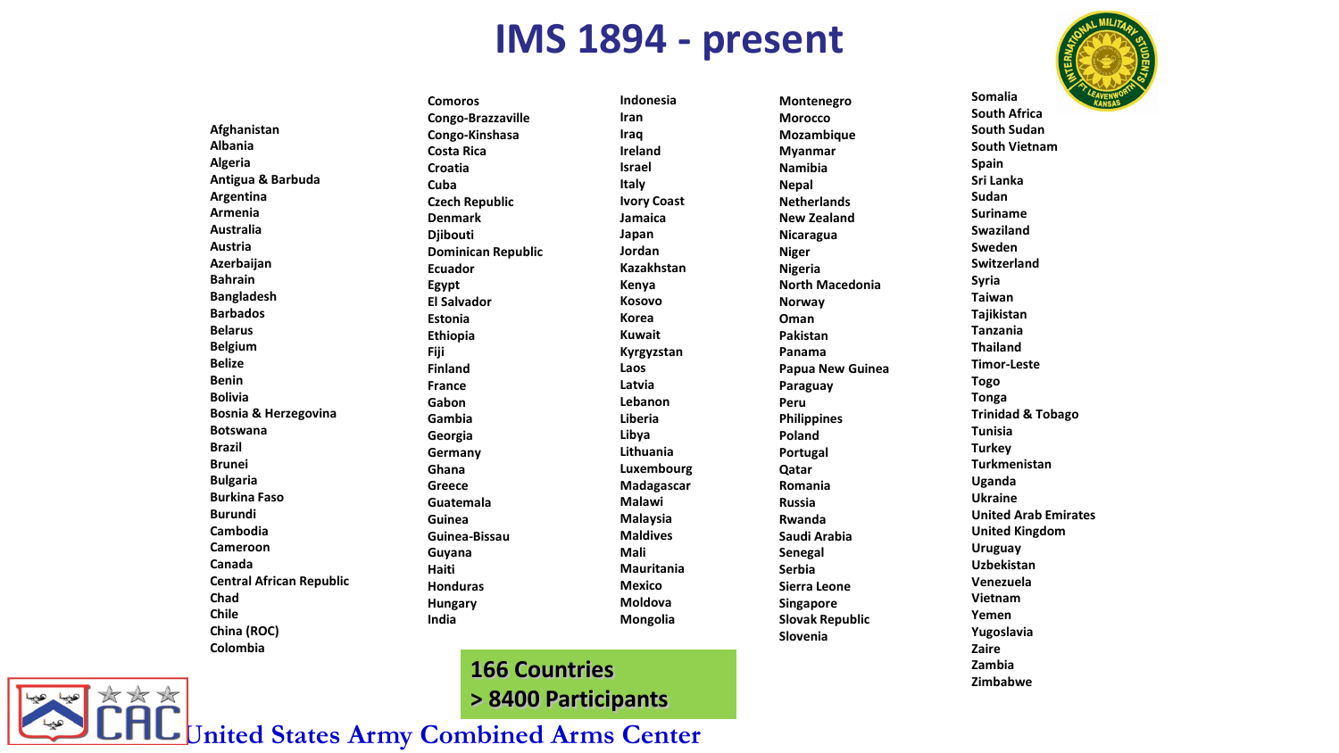# IMS 1894 - present

- Afghanistan
- Albania
- Algeria
- Antigua & Barbuda
- Argentina
- Armenia
- Australia
- Austria
- Azerbaijan
- Bahrain
- Bangladesh
- Barbados
- Belarus
- Belgium
- Belize
- Benin
- Bolivia
- Bosnia & Herzegovina
- Botswana
- Brazil
- Brunei
- Bulgaria
- Burkina Faso
- Burundi
- Cambodia
- Cameroon
- Canada
- Central African Republic
- Chad
- Chile
- China (ROC)
- Colombia
- Comoros
- Congo-Brazzaville
- Congo-Kinshasa
- Costa Rica
- Croatia
- Cuba
- Czech Republic
- Denmark
- Djibouti
- Dominican Republic
- Ecuador
- Egypt
- El Salvador
- Estonia
- Ethiopia
- Fiji
- Finland
- France
- Gabon
- Gambia
- Georgia
- Germany
- Ghana
- Greece
- Guatemala
- Guinea
- Guinea-Bissau
- Guyana
- Haiti
- Honduras
- Hungary
- India
- Indonesia
- Iran
- Iraq
- Ireland
- Israel
- Italy
- Ivory Coast
- Jamaica
- Japan
- Jordan
- Kazakhstan
- Kenya
- Kosovo
- Korea
- Kuwait
- Kyrgyzstan
- Laos
- Latvia
- Lebanon
- Liberia
- Libya
- Lithuania
- Luxembourg
- Madagascar
- Malawi
- Malaysia
- Maldives
- Mali
- Mauritania
- Mexico
- Moldova
- Mongolia
- Montenegro
- Morocco
- Mozambique
- Myanmar
- Namibia
- Nepal
- Netherlands
- New Zealand
- Nicaragua
- Niger
- Nigeria
- North Macedonia
- Norway
- Oman
- Pakistan
- Panama
- Papua New Guinea
- Paraguay
- Peru
- Philippines
- Poland
- Portugal
- Qatar
- Romania
- Russia
- Rwanda
- Saudi Arabia
- Senegal
- Serbia
- Sierra Leone
- Singapore
- Slovak Republic
- Slovenia
- Somalia
- South Africa
- South Sudan
- South Vietnam
- Spain
- Sri Lanka
- Sudan
- Suriname
- Swaziland
- Sweden
- Switzerland
- Syria
- Taiwan
- Tajikistan
- Tanzania
- Thailand
- Timor-Leste
- Togo
- Tonga
- Trinidad & Tobago
- Tunisia
- Turkey
- Turkmenistan
- Uganda
- Ukraine
- United Arab Emirates
- United Kingdom
- Uruguay
- Uzbekistan
- Venezuela
- Vietnam
- Yemen
- Yugoslavia
- Zaire
- Zambia
- Zimbabwe

**166 Countries**
**> 8400 Participants**

United States Army Combined Arms Center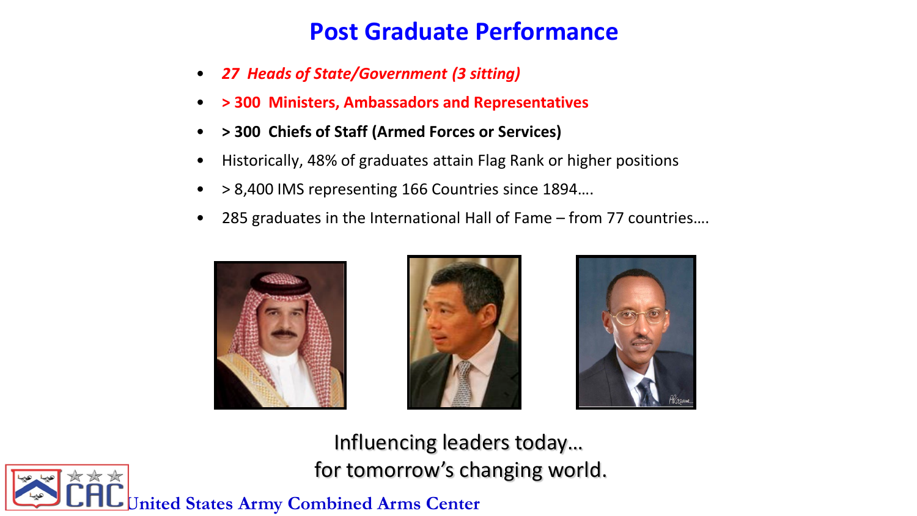# Post Graduate Performance

- ***27 Heads of State/Government (3 sitting)***
- **> 300 Ministers, Ambassadors and Representatives**
- **> 300 Chiefs of Staff (Armed Forces or Services)**
- Historically, 48% of graduates attain Flag Rank or higher positions
- > 8,400 IMS representing 166 Countries since 1894….
- 285 graduates in the International Hall of Fame – from 77 countries….

Influencing leaders today…
for tomorrow's changing world.

United States Army Combined Arms Center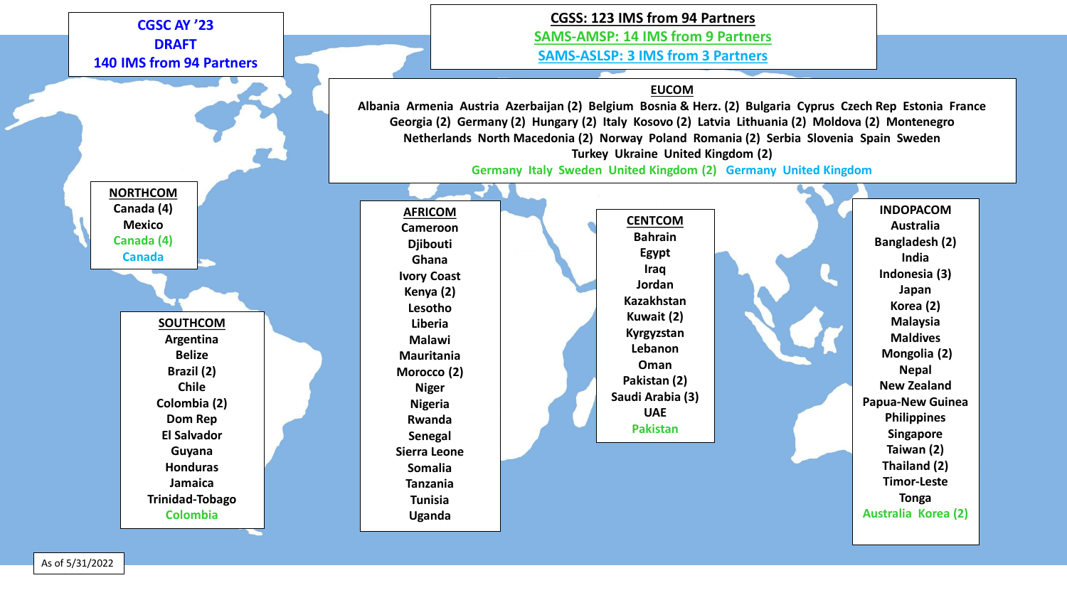**CGSC AY '23**
**DRAFT**
**140 IMS from 94 Partners**

**CGSS: 123 IMS from 94 Partners**
**SAMS-AMSP: 14 IMS from 9 Partners**
**SAMS-ASLSP: 3 IMS from 3 Partners**

### EUCOM

Albania Armenia Austria Azerbaijan (2) Belgium Bosnia & Herz. (2) Bulgaria Cyprus Czech Rep Estonia France Georgia (2) Germany (2) Hungary (2) Italy Kosovo (2) Latvia Lithuania (2) Moldova (2) Montenegro Netherlands North Macedonia (2) Norway Poland Romania (2) Serbia Slovenia Spain Sweden Turkey Ukraine United Kingdom (2)

Germany Italy Sweden United Kingdom (2) Germany United Kingdom

### NORTHCOM

Canada (4)
Mexico
Canada (4)
Canada

### SOUTHCOM

Argentina
Belize
Brazil (2)
Chile
Colombia (2)
Dom Rep
El Salvador
Guyana
Honduras
Jamaica
Trinidad-Tobago
Colombia

### AFRICOM

Cameroon
Djibouti
Ghana
Ivory Coast
Kenya (2)
Lesotho
Liberia
Malawi
Mauritania
Morocco (2)
Niger
Nigeria
Rwanda
Senegal
Sierra Leone
Somalia
Tanzania
Tunisia
Uganda

### CENTCOM

Bahrain
Egypt
Iraq
Jordan
Kazakhstan
Kuwait (2)
Kyrgyzstan
Lebanon
Oman
Pakistan (2)
Saudi Arabia (3)
UAE
Pakistan

### INDOPACOM

Australia
Bangladesh (2)
India
Indonesia (3)
Japan
Korea (2)
Malaysia
Maldives
Mongolia (2)
Nepal
New Zealand
Papua-New Guinea
Philippines
Singapore
Taiwan (2)
Thailand (2)
Timor-Leste
Tonga
Australia Korea (2)

As of 5/31/2022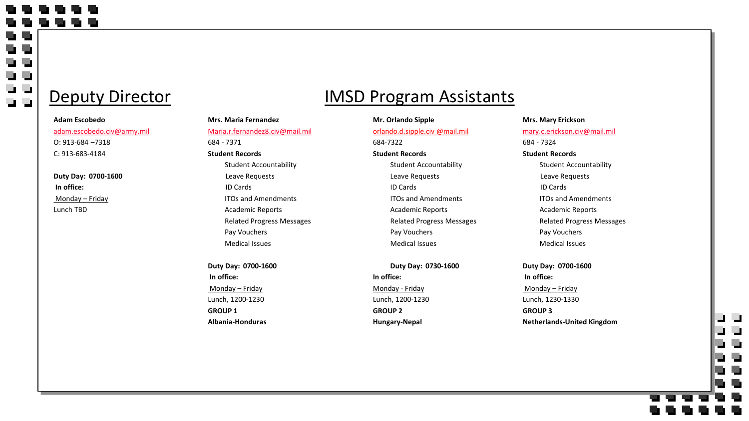## Deputy Director

**Adam Escobedo**
adam.escobedo.civ@army.mil
O: 913-684 –7318
C: 913-683-4184

**Duty Day: 0700-1600**
**In office:**
Monday – Friday
Lunch TBD

## IMSD Program Assistants

**Mrs. Maria Fernandez**
Maria.r.fernandez8.civ@mail.mil
684 - 7371
**Student Records**

- Student Accountability
- Leave Requests
- ID Cards
- ITOs and Amendments
- Academic Reports
- Related Progress Messages
- Pay Vouchers
- Medical Issues

**Duty Day: 0700-1600**
**In office:**
Monday – Friday
Lunch, 1200-1230
**GROUP 1**
**Albania-Honduras**

**Mr. Orlando Sipple**
orlando.d.sipple.civ @mail.mil
684-7322
**Student Records**

- Student Accountability
- Leave Requests
- ID Cards
- ITOs and Amendments
- Academic Reports
- Related Progress Messages
- Pay Vouchers
- Medical Issues

**Duty Day: 0730-1600**
**In office:**
Monday - Friday
Lunch, 1200-1230
**GROUP 2**
**Hungary-Nepal**

**Mrs. Mary Erickson**
mary.c.erickson.civ@mail.mil
684 - 7324
**Student Records**

- Student Accountability
- Leave Requests
- ID Cards
- ITOs and Amendments
- Academic Reports
- Related Progress Messages
- Pay Vouchers
- Medical Issues

**Duty Day: 0700-1600**
**In office:**
Monday – Friday
Lunch, 1230-1330
**GROUP 3**
**Netherlands-United Kingdom**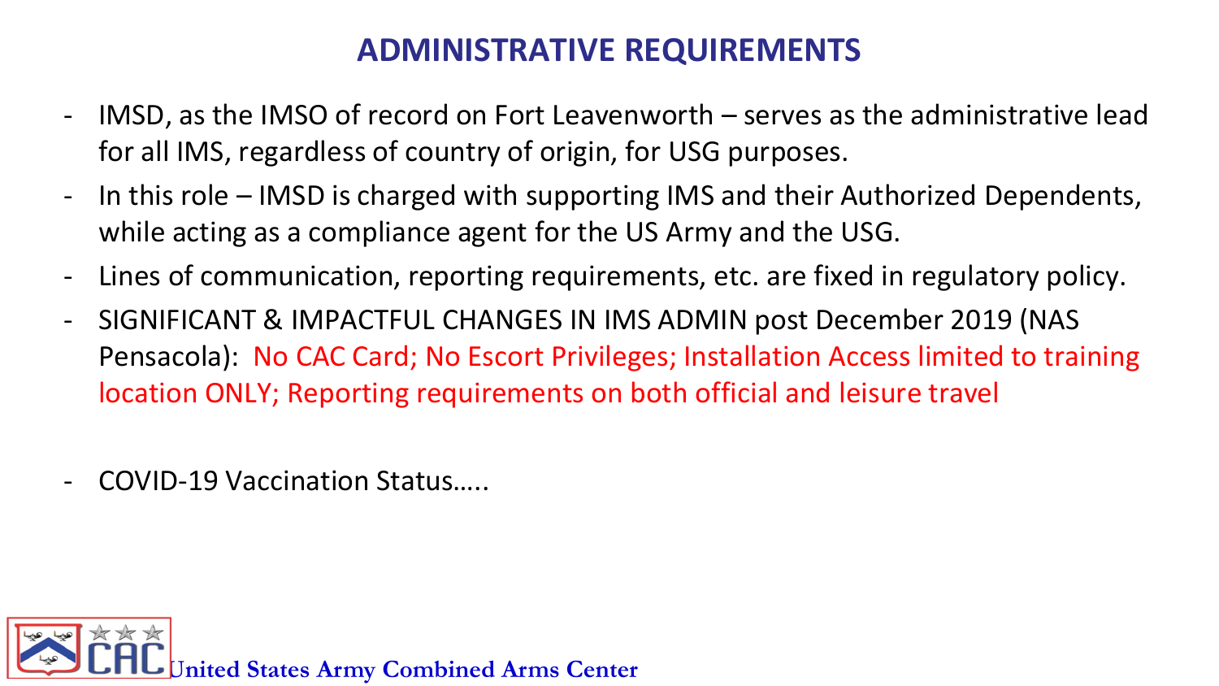# ADMINISTRATIVE REQUIREMENTS

- IMSD, as the IMSO of record on Fort Leavenworth – serves as the administrative lead for all IMS, regardless of country of origin, for USG purposes.
- In this role – IMSD is charged with supporting IMS and their Authorized Dependents, while acting as a compliance agent for the US Army and the USG.
- Lines of communication, reporting requirements, etc. are fixed in regulatory policy.
- SIGNIFICANT & IMPACTFUL CHANGES IN IMS ADMIN post December 2019 (NAS Pensacola): No CAC Card; No Escort Privileges; Installation Access limited to training location ONLY; Reporting requirements on both official and leisure travel

- COVID-19 Vaccination Status…..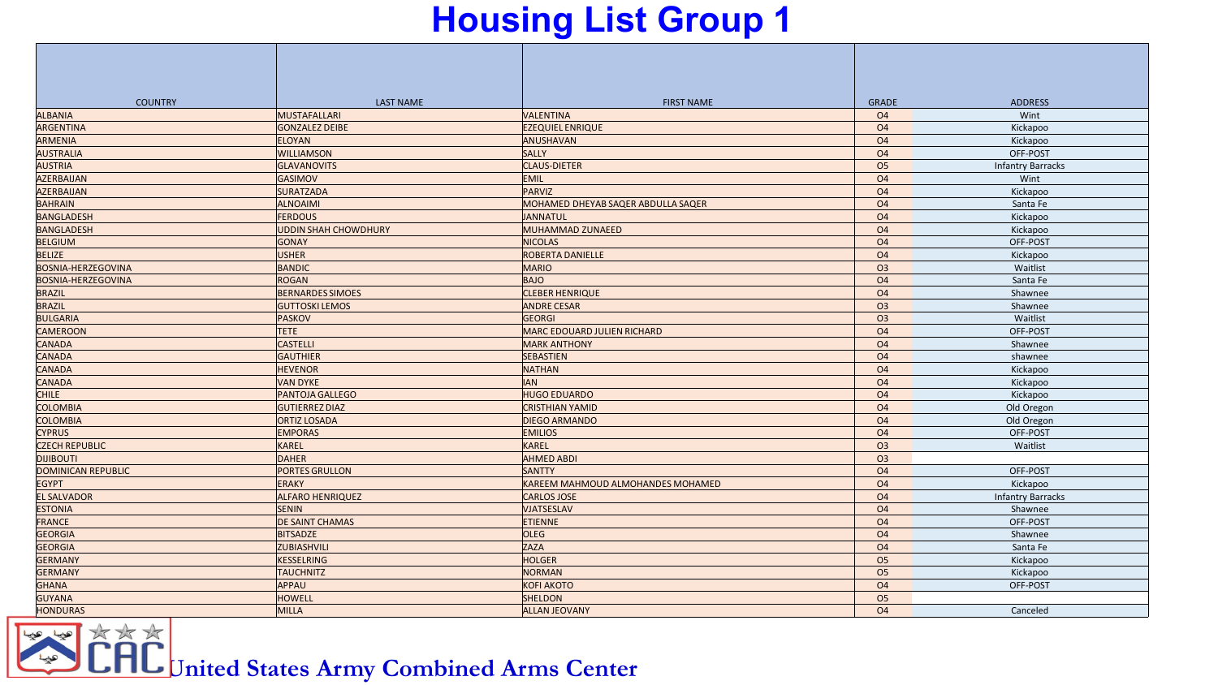# Housing List Group 1

| COUNTRY | LAST NAME | FIRST NAME | GRADE | ADDRESS |
|---|---|---|---|---|
| ALBANIA | MUSTAFALLARI | VALENTINA | O4 | Wint |
| ARGENTINA | GONZALEZ DEIBE | EZEQUIEL ENRIQUE | O4 | Kickapoo |
| ARMENIA | ELOYAN | ANUSHAVAN | O4 | Kickapoo |
| AUSTRALIA | WILLIAMSON | SALLY | O4 | OFF-POST |
| AUSTRIA | GLAVANOVITS | CLAUS-DIETER | O5 | Infantry Barracks |
| AZERBAIJAN | GASIMOV | EMIL | O4 | Wint |
| AZERBAIJAN | SURATZADA | PARVIZ | O4 | Kickapoo |
| BAHRAIN | ALNOAIMI | MOHAMED DHEYAB SAQER ABDULLA SAQER | O4 | Santa Fe |
| BANGLADESH | FERDOUS | JANNATUL | O4 | Kickapoo |
| BANGLADESH | UDDIN SHAH CHOWDHURY | MUHAMMAD ZUNAEED | O4 | Kickapoo |
| BELGIUM | GONAY | NICOLAS | O4 | OFF-POST |
| BELIZE | USHER | ROBERTA DANIELLE | O4 | Kickapoo |
| BOSNIA-HERZEGOVINA | BANDIC | MARIO | O3 | Waitlist |
| BOSNIA-HERZEGOVINA | ROGAN | BAJO | O4 | Santa Fe |
| BRAZIL | BERNARDES SIMOES | CLEBER HENRIQUE | O4 | Shawnee |
| BRAZIL | GUTTOSKI LEMOS | ANDRE CESAR | O3 | Shawnee |
| BULGARIA | PASKOV | GEORGI | O3 | Waitlist |
| CAMEROON | TETE | MARC EDOUARD JULIEN RICHARD | O4 | OFF-POST |
| CANADA | CASTELLI | MARK ANTHONY | O4 | Shawnee |
| CANADA | GAUTHIER | SEBASTIEN | O4 | shawnee |
| CANADA | HEVENOR | NATHAN | O4 | Kickapoo |
| CANADA | VAN DYKE | IAN | O4 | Kickapoo |
| CHILE | PANTOJA GALLEGO | HUGO EDUARDO | O4 | Kickapoo |
| COLOMBIA | GUTIERREZ DIAZ | CRISTHIAN YAMID | O4 | Old Oregon |
| COLOMBIA | ORTIZ LOSADA | DIEGO ARMANDO | O4 | Old Oregon |
| CYPRUS | EMPORAS | EMILIOS | O4 | OFF-POST |
| CZECH REPUBLIC | KAREL | KAREL | O3 | Waitlist |
| DJIBOUTI | DAHER | AHMED ABDI | O3 | |
| DOMINICAN REPUBLIC | PORTES GRULLON | SANTTY | O4 | OFF-POST |
| EGYPT | ERAKY | KAREEM MAHMOUD ALMOHANDES MOHAMED | O4 | Kickapoo |
| EL SALVADOR | ALFARO HENRIQUEZ | CARLOS JOSE | O4 | Infantry Barracks |
| ESTONIA | SENIN | VJATSESLAV | O4 | Shawnee |
| FRANCE | DE SAINT CHAMAS | ETIENNE | O4 | OFF-POST |
| GEORGIA | BITSADZE | OLEG | O4 | Shawnee |
| GEORGIA | ZUBIASHVILI | ZAZA | O4 | Santa Fe |
| GERMANY | KESSELRING | HOLGER | O5 | Kickapoo |
| GERMANY | TAUCHNITZ | NORMAN | O5 | Kickapoo |
| GHANA | APPAU | KOFI AKOTO | O4 | OFF-POST |
| GUYANA | HOWELL | SHELDON | O5 | |
| HONDURAS | MILLA | ALLAN JEOVANY | O4 | Canceled |

United States Army Combined Arms Center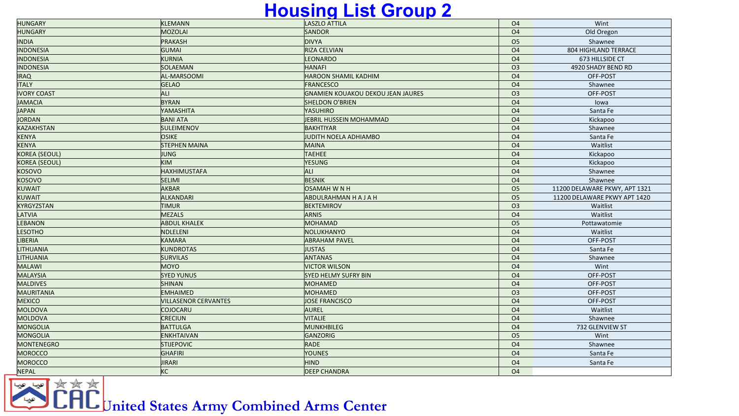# Housing List Group 2

| | | | | |
|---|---|---|---|---|
| HUNGARY | KLEMANN | LASZLO ATTILA | O4 | Wint |
| HUNGARY | MOZOLAI | SANDOR | O4 | Old Oregon |
| INDIA | PRAKASH | DIVYA | O5 | Shawnee |
| INDONESIA | GUMAI | RIZA CELVIAN | O4 | 804 HIGHLAND TERRACE |
| INDONESIA | KURNIA | LEONARDO | O4 | 673 HILLSIDE CT |
| INDONESIA | SOLAEMAN | HANAFI | O3 | 4920 SHADY BEND RD |
| IRAQ | AL-MARSOOMI | HAROON SHAMIL KADHIM | O4 | OFF-POST |
| ITALY | GELAO | FRANCESCO | O4 | Shawnee |
| IVORY COAST | ALI | GNAMIEN KOUAKOU DEKOU JEAN JAURES | O3 | OFF-POST |
| JAMACIA | BYRAN | SHELDON O'BRIEN | O4 | Iowa |
| JAPAN | YAMASHITA | YASUHIRO | O4 | Santa Fe |
| JORDAN | BANI ATA | JEBRIL HUSSEIN MOHAMMAD | O4 | Kickapoo |
| KAZAKHSTAN | SULEIMENOV | BAKHTIYAR | O4 | Shawnee |
| KENYA | OSIKE | JUDITH NOELA ADHIAMBO | O4 | Santa Fe |
| KENYA | STEPHEN MAINA | MAINA | O4 | Waitlist |
| KOREA (SEOUL) | JUNG | TAEHEE | O4 | Kickapoo |
| KOREA (SEOUL) | KIM | YESUNG | O4 | Kickapoo |
| KOSOVO | HAXHIMUSTAFA | ALI | O4 | Shawnee |
| KOSOVO | SELIMI | BESNIK | O4 | Shawnee |
| KUWAIT | AKBAR | OSAMAH W N H | O5 | 11200 DELAWARE PKWY, APT 1321 |
| KUWAIT | ALKANDARI | ABDULRAHMAN H A J A H | O5 | 11200 DELAWARE PKWY APT 1420 |
| KYRGYZSTAN | TIMUR | BEKTEMIROV | O3 | Waitlist |
| LATVIA | MEZALS | ARNIS | O4 | Waitlist |
| LEBANON | ABDUL KHALEK | MOHAMAD | O5 | Pottawatomie |
| LESOTHO | NDLELENI | NOLUKHANYO | O4 | Waitlist |
| LIBERIA | KAMARA | ABRAHAM PAVEL | O4 | OFF-POST |
| LITHUANIA | KUNDROTAS | JUSTAS | O4 | Santa Fe |
| LITHUANIA | SURVILAS | ANTANAS | O4 | Shawnee |
| MALAWI | MOYO | VICTOR WILSON | O4 | Wint |
| MALAYSIA | SYED YUNUS | SYED HELMY SUFRY BIN | O4 | OFF-POST |
| MALDIVES | SHINAN | MOHAMED | O4 | OFF-POST |
| MAURITANIA | EMHAIMED | MOHAMED | O3 | OFF-POST |
| MEXICO | VILLASENOR CERVANTES | JOSE FRANCISCO | O4 | OFF-POST |
| MOLDOVA | COJOCARU | AUREL | O4 | Waitlist |
| MOLDOVA | CRECIUN | VITALIE | O4 | Shawnee |
| MONGOLIA | BATTULGA | MUNKHBILEG | O4 | 732 GLENVIEW ST |
| MONGOLIA | ENKHTAIVAN | GANZORIG | O5 | Wint |
| MONTENEGRO | STIJEPOVIC | RADE | O4 | Shawnee |
| MOROCCO | GHAFIRI | YOUNES | O4 | Santa Fe |
| MOROCCO | JIRARI | HIND | O4 | Santa Fe |
| NEPAL | KC | DEEP CHANDRA | O4 | |

United States Army Combined Arms Center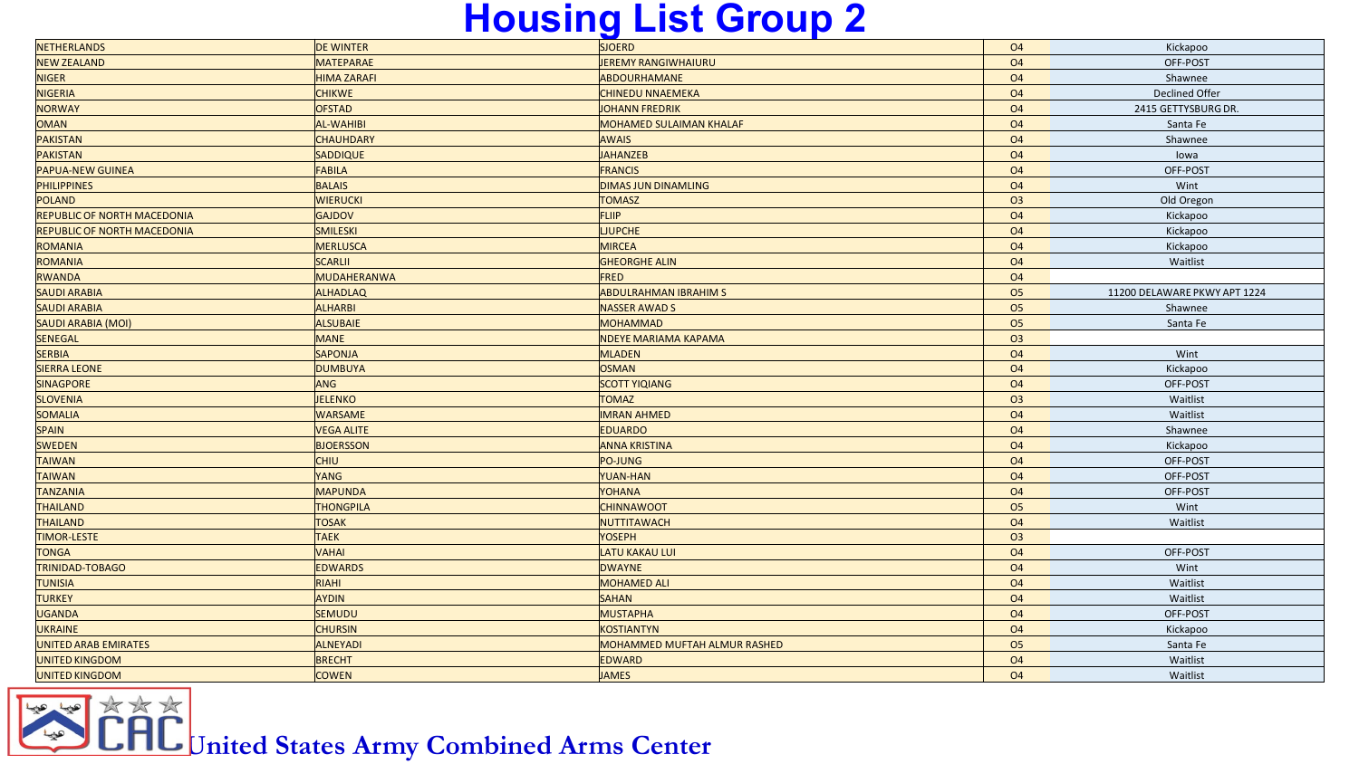# Housing List Group 2

| | | | | |
|---|---|---|---|---|
| NETHERLANDS | DE WINTER | SJOERD | O4 | Kickapoo |
| NEW ZEALAND | MATEPARAE | JEREMY RANGIWHAIURU | O4 | OFF-POST |
| NIGER | HIMA ZARAFI | ABDOURHAMANE | O4 | Shawnee |
| NIGERIA | CHIKWE | CHINEDU NNAEMEKA | O4 | Declined Offer |
| NORWAY | OFSTAD | JOHANN FREDRIK | O4 | 2415 GETTYSBURG DR. |
| OMAN | AL-WAHIBI | MOHAMED SULAIMAN KHALAF | O4 | Santa Fe |
| PAKISTAN | CHAUHDARY | AWAIS | O4 | Shawnee |
| PAKISTAN | SADDIQUE | JAHANZEB | O4 | Iowa |
| PAPUA-NEW GUINEA | FABILA | FRANCIS | O4 | OFF-POST |
| PHILIPPINES | BALAIS | DIMAS JUN DINAMLING | O4 | Wint |
| POLAND | WIERUCKI | TOMASZ | O3 | Old Oregon |
| REPUBLIC OF NORTH MACEDONIA | GAJDOV | FLIIP | O4 | Kickapoo |
| REPUBLIC OF NORTH MACEDONIA | SMILESKI | LJUPCHE | O4 | Kickapoo |
| ROMANIA | MERLUSCA | MIRCEA | O4 | Kickapoo |
| ROMANIA | SCARLII | GHEORGHE ALIN | O4 | Waitlist |
| RWANDA | MUDAHERANWA | FRED | O4 | |
| SAUDI ARABIA | ALHADLAQ | ABDULRAHMAN IBRAHIM S | O5 | 11200 DELAWARE PKWY APT 1224 |
| SAUDI ARABIA | ALHARBI | NASSER AWAD S | O5 | Shawnee |
| SAUDI ARABIA (MOI) | ALSUBAIE | MOHAMMAD | O5 | Santa Fe |
| SENEGAL | MANE | NDEYE MARIAMA KAPAMA | O3 | |
| SERBIA | SAPONJA | MLADEN | O4 | Wint |
| SIERRA LEONE | DUMBUYA | OSMAN | O4 | Kickapoo |
| SINAGPORE | ANG | SCOTT YIQIANG | O4 | OFF-POST |
| SLOVENIA | JELENKO | TOMAZ | O3 | Waitlist |
| SOMALIA | WARSAME | IMRAN AHMED | O4 | Waitlist |
| SPAIN | VEGA ALITE | EDUARDO | O4 | Shawnee |
| SWEDEN | BJOERSSON | ANNA KRISTINA | O4 | Kickapoo |
| TAIWAN | CHIU | PO-JUNG | O4 | OFF-POST |
| TAIWAN | YANG | YUAN-HAN | O4 | OFF-POST |
| TANZANIA | MAPUNDA | YOHANA | O4 | OFF-POST |
| THAILAND | THONGPILA | CHINNAWOOT | O5 | Wint |
| THAILAND | TOSAK | NUTTITAWACH | O4 | Waitlist |
| TIMOR-LESTE | TAEK | YOSEPH | O3 | |
| TONGA | VAHAI | LATU KAKAU LUI | O4 | OFF-POST |
| TRINIDAD-TOBAGO | EDWARDS | DWAYNE | O4 | Wint |
| TUNISIA | RIAHI | MOHAMED ALI | O4 | Waitlist |
| TURKEY | AYDIN | SAHAN | O4 | Waitlist |
| UGANDA | SEMUDU | MUSTAPHA | O4 | OFF-POST |
| UKRAINE | CHURSIN | KOSTIANTYN | O4 | Kickapoo |
| UNITED ARAB EMIRATES | ALNEYADI | MOHAMMED MUFTAH ALMUR RASHED | O5 | Santa Fe |
| UNITED KINGDOM | BRECHT | EDWARD | O4 | Waitlist |
| UNITED KINGDOM | COWEN | JAMES | O4 | Waitlist |

United States Army Combined Arms Center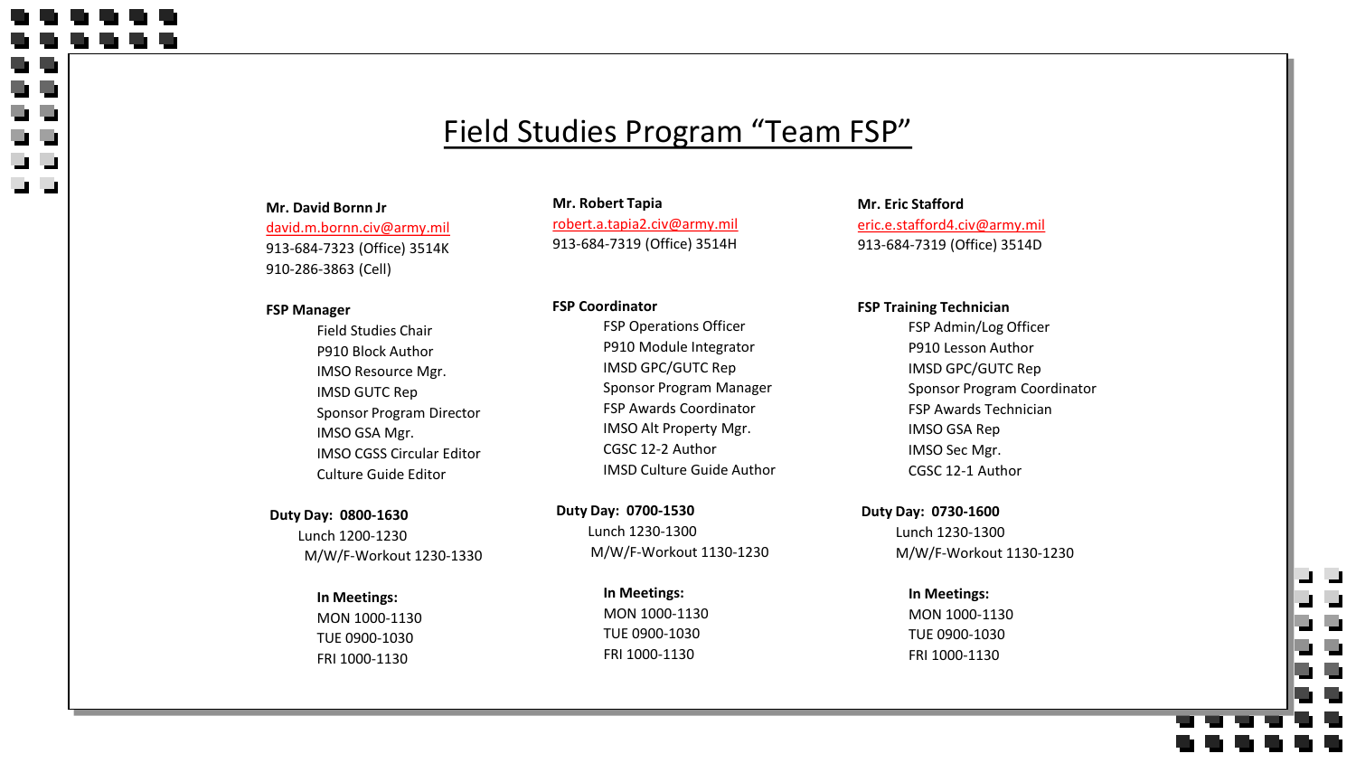# Field Studies Program "Team FSP"

**Mr. David Bornn Jr**
david.m.bornn.civ@army.mil
913-684-7323 (Office) 3514K
910-286-3863 (Cell)

**FSP Manager**

- Field Studies Chair
- P910 Block Author
- IMSO Resource Mgr.
- IMSD GUTC Rep
- Sponsor Program Director
- IMSO GSA Mgr.
- IMSO CGSS Circular Editor
- Culture Guide Editor

**Duty Day: 0800-1630**
Lunch 1200-1230
M/W/F-Workout 1230-1330

**In Meetings:**
MON 1000-1130
TUE 0900-1030
FRI 1000-1130

**Mr. Robert Tapia**
robert.a.tapia2.civ@army.mil
913-684-7319 (Office) 3514H

**FSP Coordinator**

- FSP Operations Officer
- P910 Module Integrator
- IMSD GPC/GUTC Rep
- Sponsor Program Manager
- FSP Awards Coordinator
- IMSO Alt Property Mgr.
- CGSC 12-2 Author
- IMSD Culture Guide Author

**Duty Day: 0700-1530**
Lunch 1230-1300
M/W/F-Workout 1130-1230

**In Meetings:**
MON 1000-1130
TUE 0900-1030
FRI 1000-1130

**Mr. Eric Stafford**
eric.e.stafford4.civ@army.mil
913-684-7319 (Office) 3514D

**FSP Training Technician**

- FSP Admin/Log Officer
- P910 Lesson Author
- IMSD GPC/GUTC Rep
- Sponsor Program Coordinator
- FSP Awards Technician
- IMSO GSA Rep
- IMSO Sec Mgr.
- CGSC 12-1 Author

**Duty Day: 0730-1600**
Lunch 1230-1300
M/W/F-Workout 1130-1230

**In Meetings:**
MON 1000-1130
TUE 0900-1030
FRI 1000-1130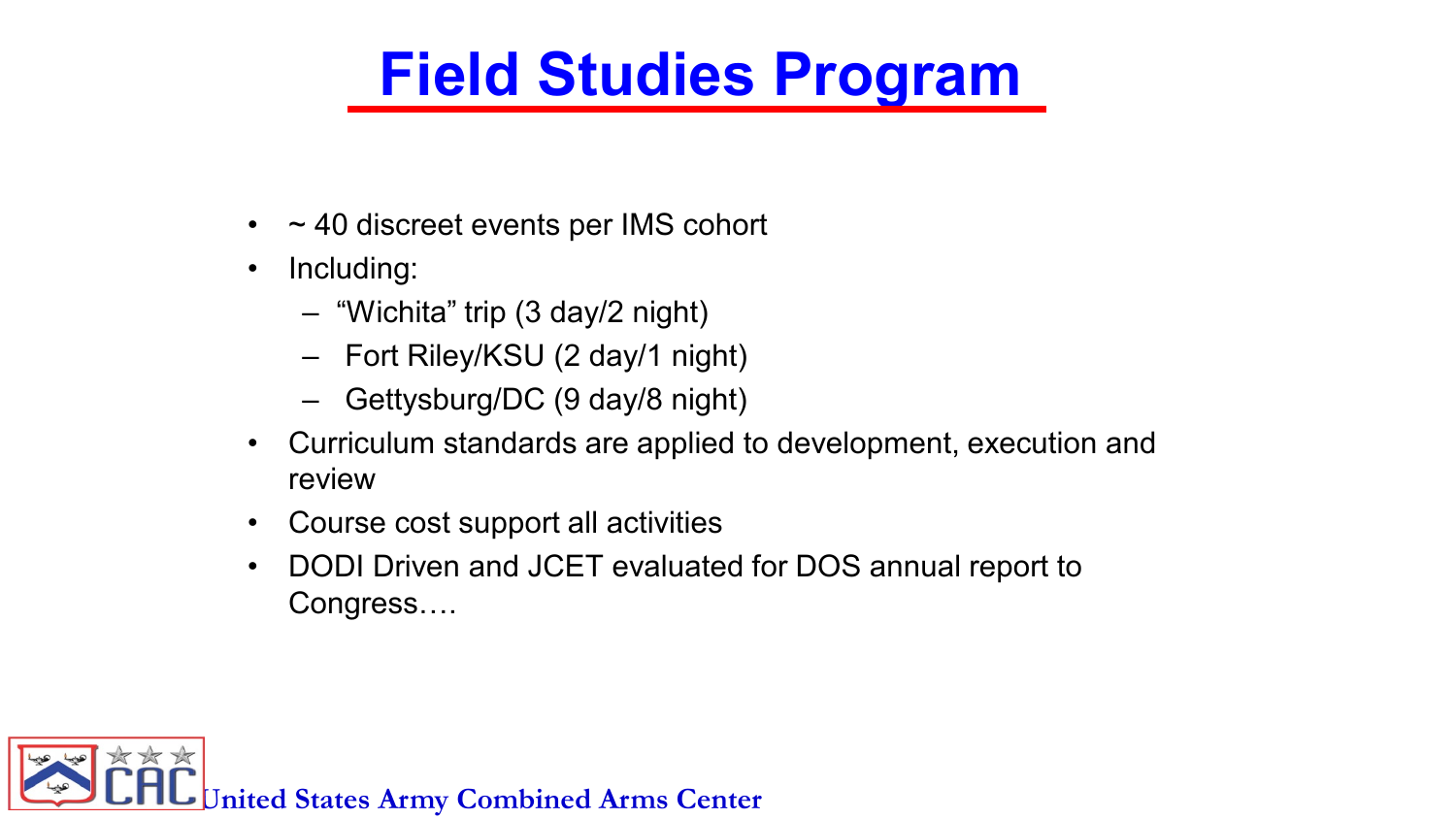# Field Studies Program

- ~ 40 discreet events per IMS cohort
- Including:
  - "Wichita" trip (3 day/2 night)
  - Fort Riley/KSU (2 day/1 night)
  - Gettysburg/DC (9 day/8 night)
- Curriculum standards are applied to development, execution and review
- Course cost support all activities
- DODI Driven and JCET evaluated for DOS annual report to Congress….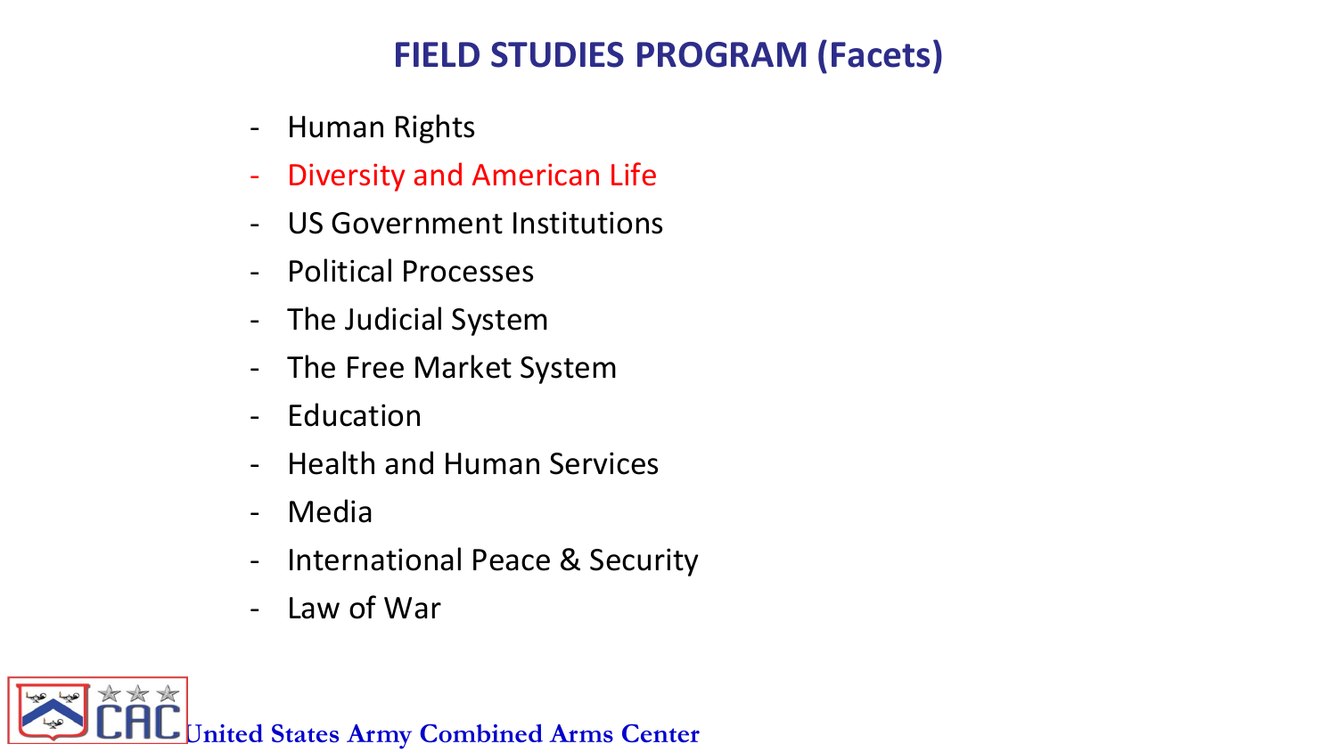# FIELD STUDIES PROGRAM (Facets)

- Human Rights
- Diversity and American Life
- US Government Institutions
- Political Processes
- The Judicial System
- The Free Market System
- Education
- Health and Human Services
- Media
- International Peace & Security
- Law of War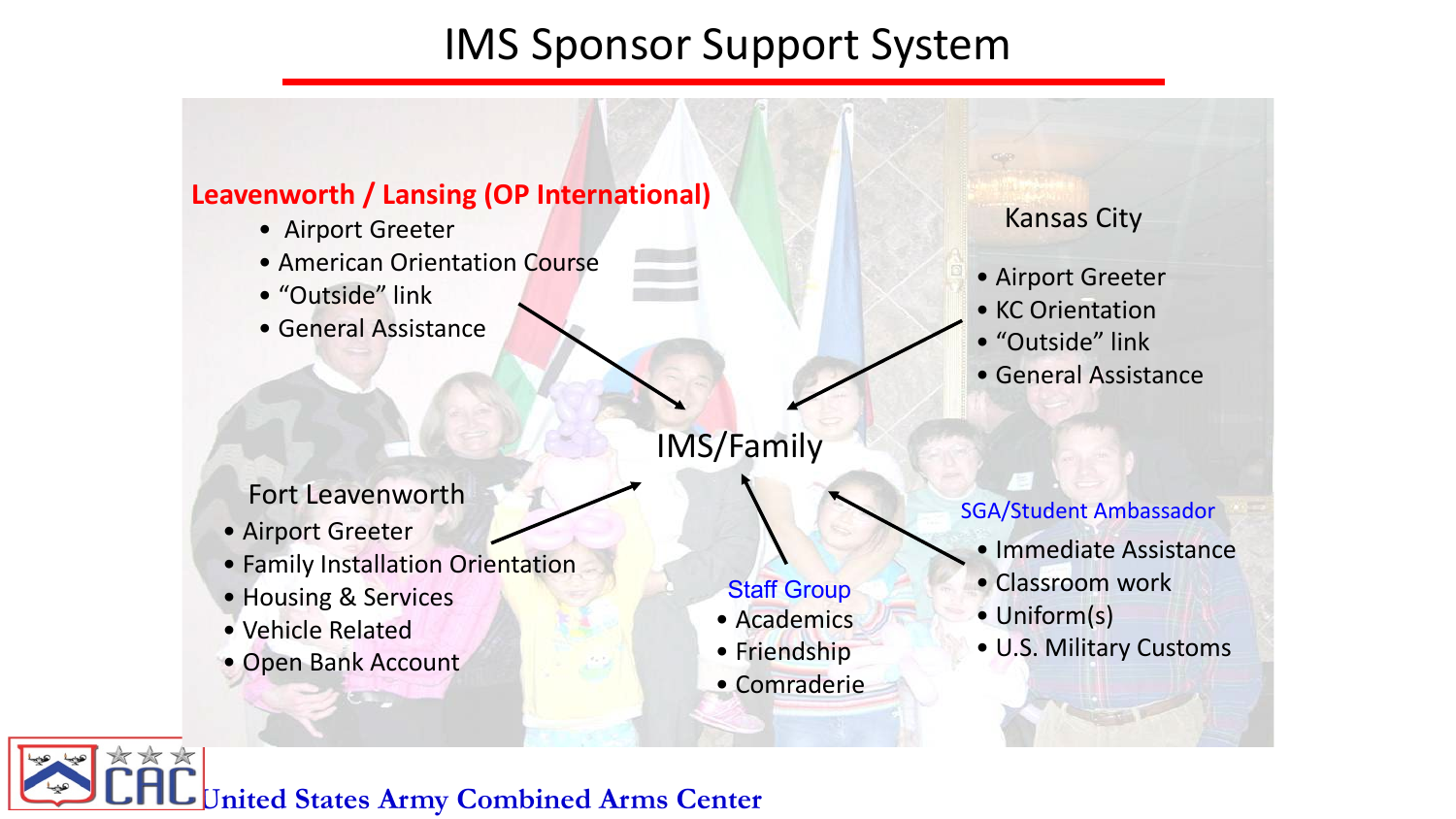# IMS Sponsor Support System

**Leavenworth / Lansing (OP International)**

- Airport Greeter
- American Orientation Course
- “Outside” link
- General Assistance

Kansas City

- Airport Greeter
- KC Orientation
- “Outside” link
- General Assistance

IMS/Family

Fort Leavenworth

- Airport Greeter
- Family Installation Orientation
- Housing & Services
- Vehicle Related
- Open Bank Account

Staff Group

- Academics
- Friendship
- Comraderie

SGA/Student Ambassador

- Immediate Assistance
- Classroom work
- Uniform(s)
- U.S. Military Customs

United States Army Combined Arms Center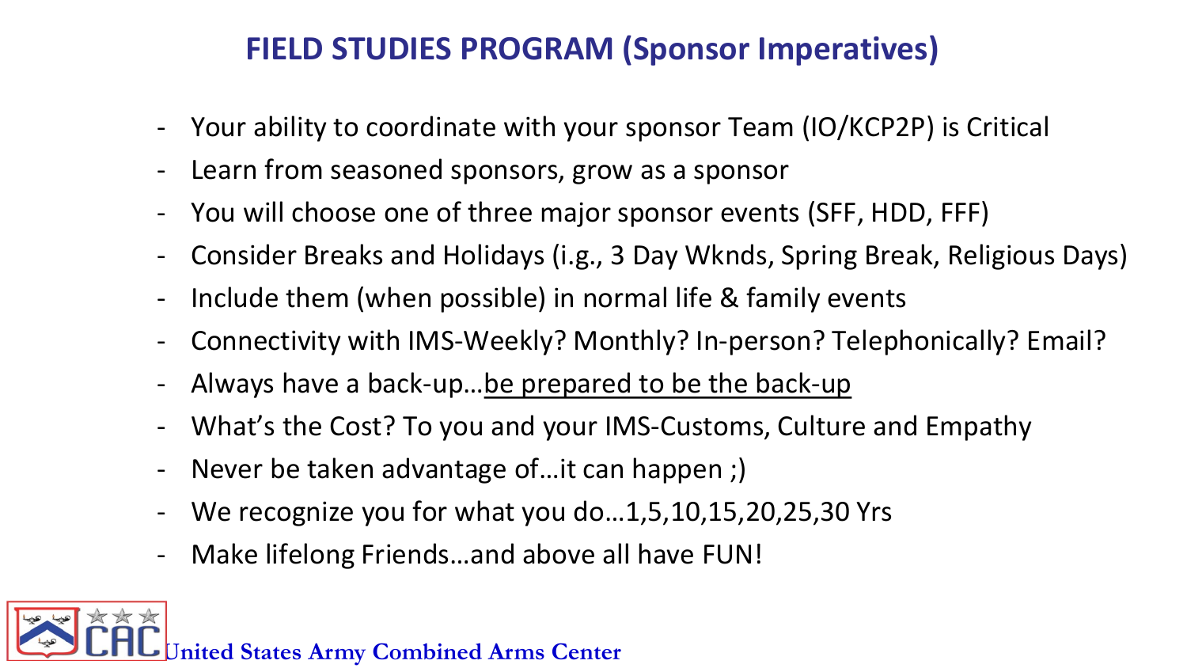# FIELD STUDIES PROGRAM (Sponsor Imperatives)

- Your ability to coordinate with your sponsor Team (IO/KCP2P) is Critical
- Learn from seasoned sponsors, grow as a sponsor
- You will choose one of three major sponsor events (SFF, HDD, FFF)
- Consider Breaks and Holidays (i.e., 3 Day Wknds, Spring Break, Religious Days)
- Include them (when possible) in normal life & family events
- Connectivity with IMS-Weekly? Monthly? In-person? Telephonically? Email?
- Always have a back-up…<u>be prepared to be the back-up</u>
- What's the Cost? To you and your IMS-Customs, Culture and Empathy
- Never be taken advantage of…it can happen ;)
- We recognize you for what you do…1,5,10,15,20,25,30 Yrs
- Make lifelong Friends…and above all have FUN!

United States Army Combined Arms Center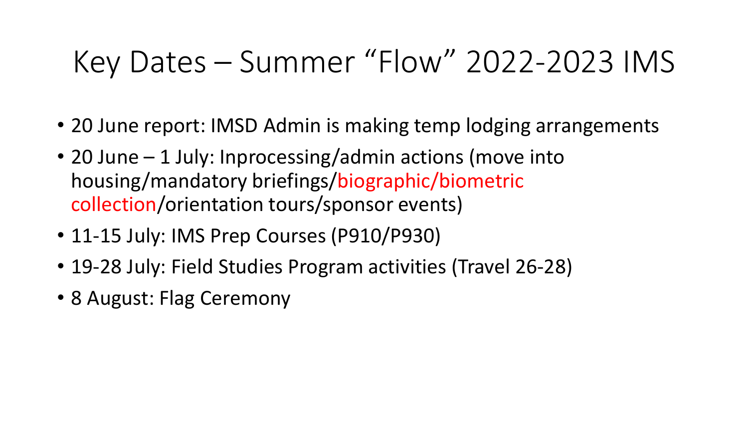# Key Dates – Summer "Flow" 2022-2023 IMS

- 20 June report: IMSD Admin is making temp lodging arrangements
- 20 June – 1 July: Inprocessing/admin actions (move into housing/mandatory briefings/biographic/biometric collection/orientation tours/sponsor events)
- 11-15 July: IMS Prep Courses (P910/P930)
- 19-28 July: Field Studies Program activities (Travel 26-28)
- 8 August: Flag Ceremony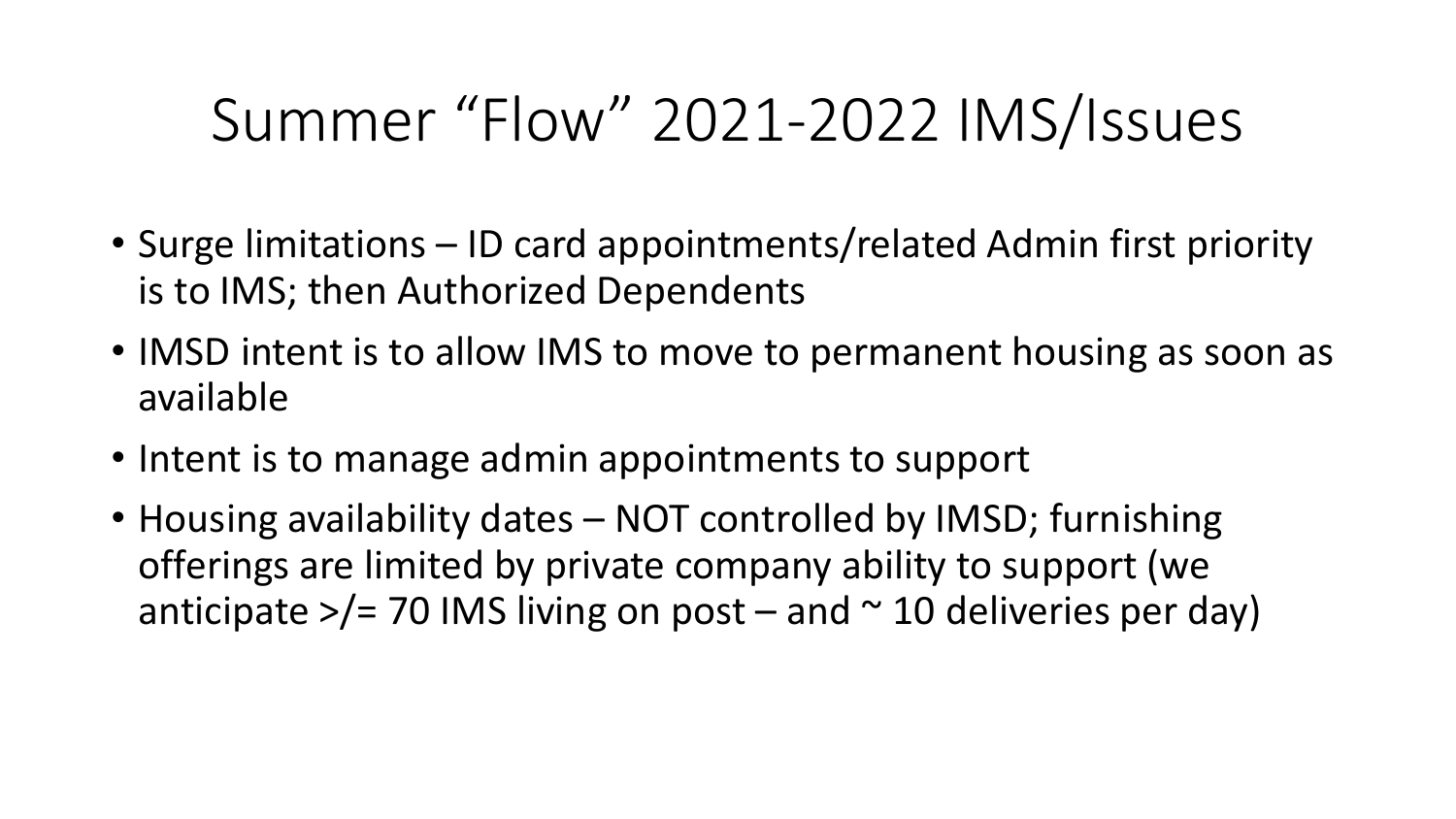# Summer “Flow” 2021-2022 IMS/Issues

- Surge limitations – ID card appointments/related Admin first priority is to IMS; then Authorized Dependents
- IMSD intent is to allow IMS to move to permanent housing as soon as available
- Intent is to manage admin appointments to support
- Housing availability dates – NOT controlled by IMSD; furnishing offerings are limited by private company ability to support (we anticipate >/= 70 IMS living on post – and ~ 10 deliveries per day)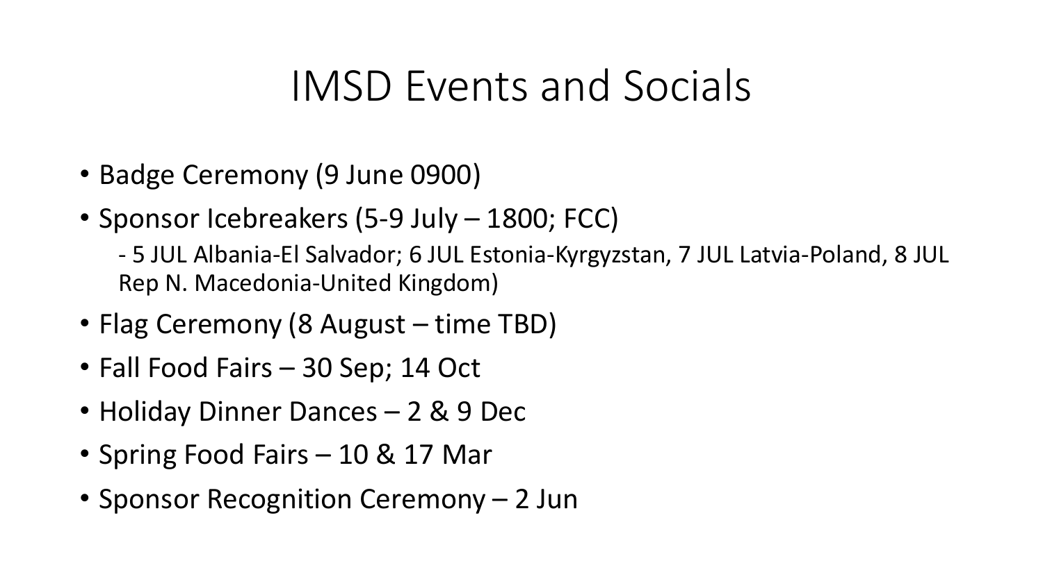# IMSD Events and Socials

- Badge Ceremony (9 June 0900)
- Sponsor Icebreakers (5-9 July – 1800; FCC)
  - 5 JUL Albania-El Salvador; 6 JUL Estonia-Kyrgyzstan, 7 JUL Latvia-Poland, 8 JUL Rep N. Macedonia-United Kingdom)
- Flag Ceremony (8 August – time TBD)
- Fall Food Fairs – 30 Sep; 14 Oct
- Holiday Dinner Dances – 2 & 9 Dec
- Spring Food Fairs – 10 & 17 Mar
- Sponsor Recognition Ceremony – 2 Jun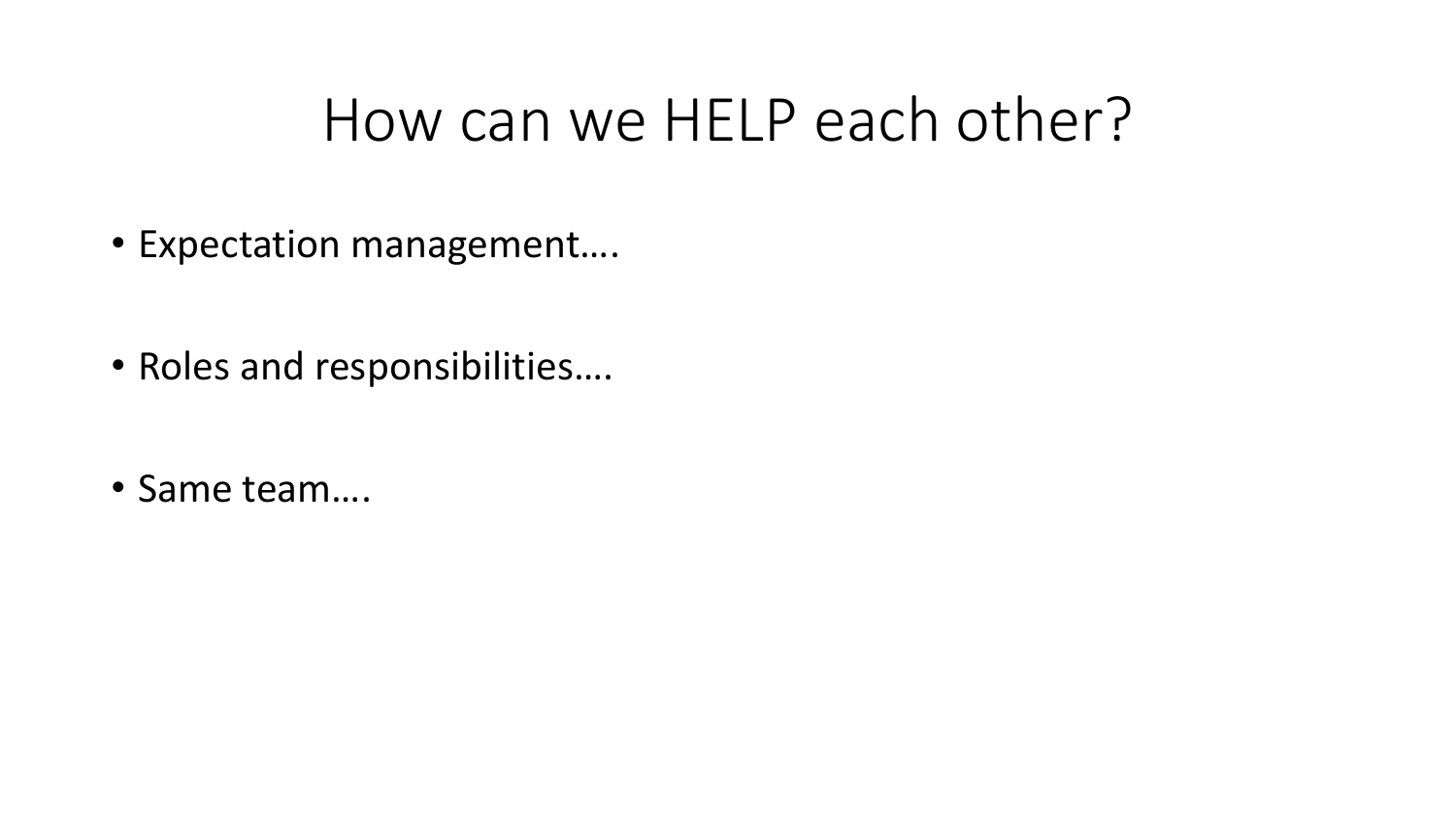# How can we HELP each other?

- Expectation management….

- Roles and responsibilities….

- Same team….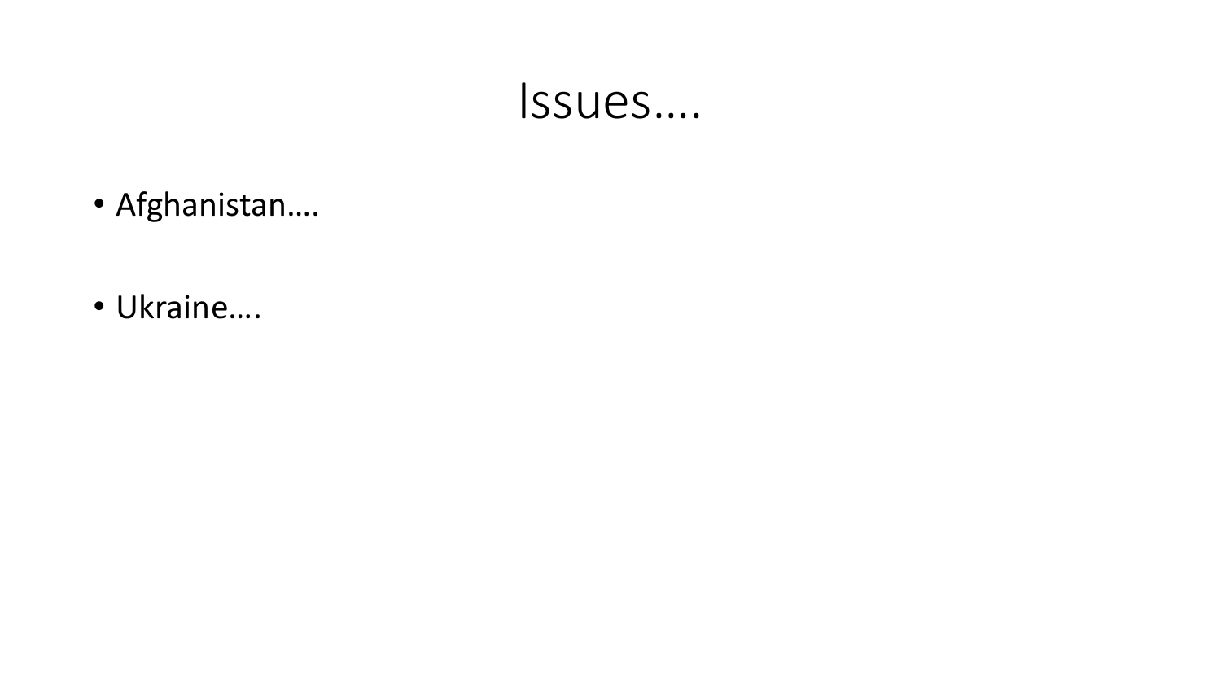# Issues….

- Afghanistan….

- Ukraine….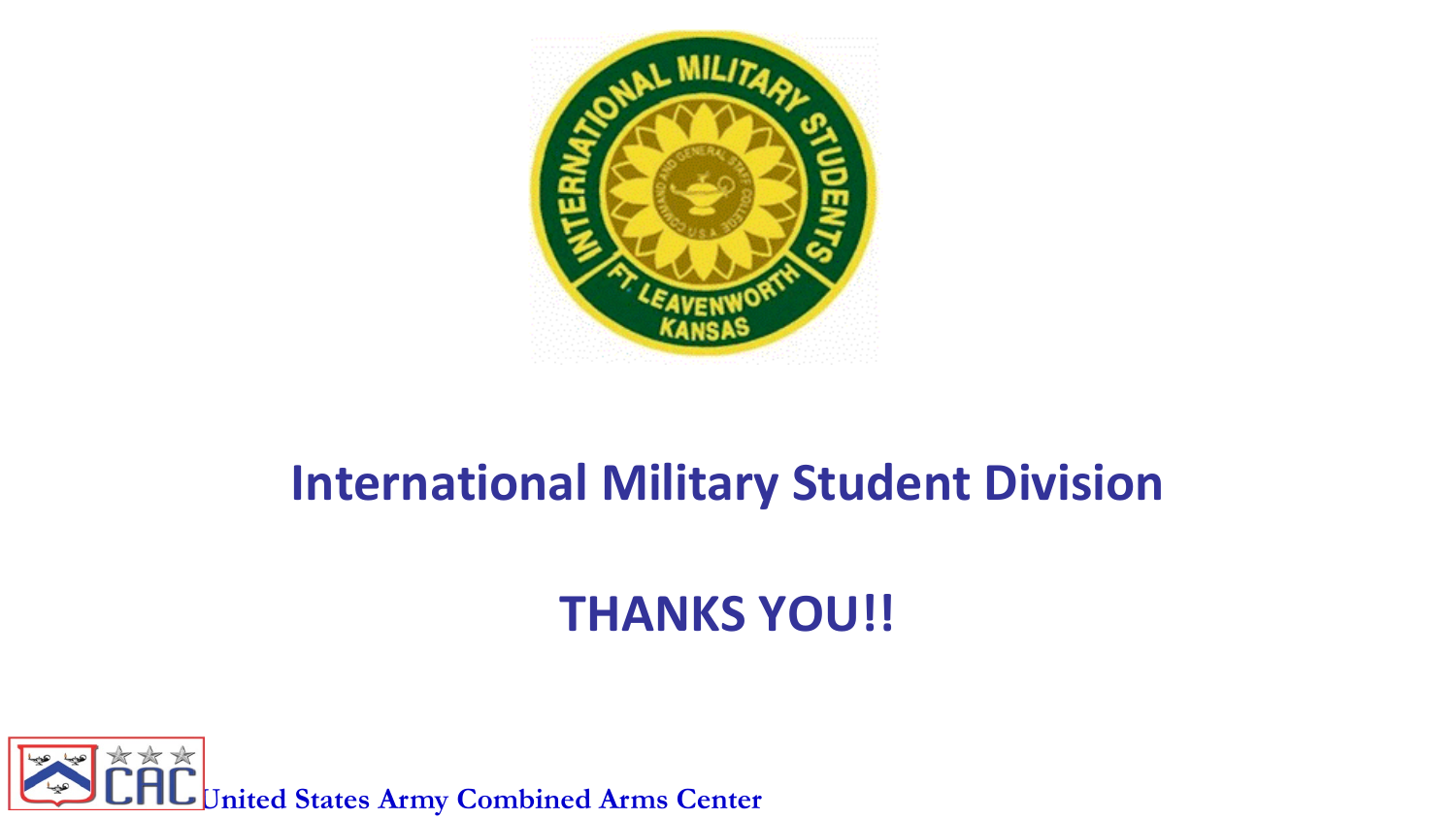# International Military Student Division

# THANKS YOU!!

United States Army Combined Arms Center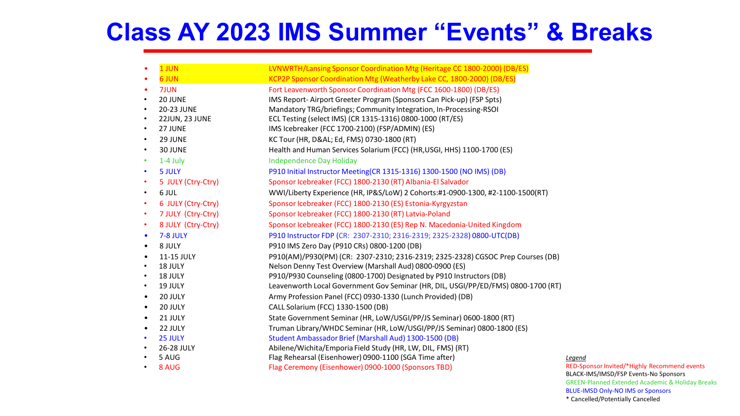# Class AY 2023 IMS Summer "Events" & Breaks

- 1 JUN — LVNWRTH/Lansing Sponsor Coordination Mtg (Heritage CC 1800-2000) (DB/ES)
- 6 JUN — KCP2P Sponsor Coordination Mtg (Weatherby Lake CC, 1800-2000) (DB/ES)
- 7JUN — Fort Leavenworth Sponsor Coordination Mtg (FCC 1600-1800) (DB/ES)
- 20 JUNE — IMS Report- Airport Greeter Program (Sponsors Can Pick-up) (FSP Spts)
- 20-23 JUNE — Mandatory TRG/briefings; Community Integration, In-Processing-RSOI
- 22JUN, 23 JUNE — ECL Testing (select IMS) (CR 1315-1316) 0800-1000 (RT/ES)
- 27 JUNE — IMS Icebreaker (FCC 1700-2100) (FSP/ADMIN) (ES)
- 29 JUNE — KC Tour (HR, D&AL; Ed, FMS) 0730-1800 (RT)
- 30 JUNE — Health and Human Services Solarium (FCC) (HR,USGI, HHS) 1100-1700 (ES)
- 1-4 July — Independence Day Holiday
- 5 JULY — P910 Initial Instructor Meeting(CR 1315-1316) 1300-1500 (NO IMS) (DB)
- 5 JULY (Ctry-Ctry) — Sponsor Icebreaker (FCC) 1800-2130 (RT) Albania-El Salvador
- 6 JUL — WWI/Liberty Experience (HR, IP&S/LoW) 2 Cohorts:#1-0900-1300, #2-1100-1500(RT)
- 6 JULY (Ctry-Ctry) — Sponsor Icebreaker (FCC) 1800-2130 (ES) Estonia-Kyrgyzstan
- 7 JULY (Ctry-Ctry) — Sponsor Icebreaker (FCC) 1800-2130 (RT) Latvia-Poland
- 8 JULY (Ctry-Ctry) — Sponsor Icebreaker (FCC) 1800-2130 (ES) Rep N. Macedonia-United Kingdom
- 7-8 JULY — P910 Instructor FDP (CR: 2307-2310; 2316-2319; 2325-2328) 0800-UTC(DB)
- 8 JULY — P910 IMS Zero Day (P910 CRs) 0800-1200 (DB)
- 11-15 JULY — P910(AM)/P930(PM) (CR: 2307-2310; 2316-2319; 2325-2328) CGSOC Prep Courses (DB)
- 18 JULY — Nelson Denny Test Overview (Marshall Aud) 0800-0900 (ES)
- 18 JULY — P910/P930 Counseling (0800-1700) Designated by P910 Instructors (DB)
- 19 JULY — Leavenworth Local Government Gov Seminar (HR, DIL, USGI/PP/ED/FMS) 0800-1700 (RT)
- 20 JULY — Army Profession Panel (FCC) 0930-1330 (Lunch Provided) (DB)
- 20 JULY — CALL Solarium (FCC) 1330-1500 (DB)
- 21 JULY — State Government Seminar (HR, LoW/USGI/PP/JS Seminar) 0600-1800 (RT)
- 22 JULY — Truman Library/WHDC Seminar (HR, LoW/USGI/PP/JS Seminar) 0800-1800 (ES)
- 25 JULY — Student Ambassador Brief (Marshall Aud) 1300-1500 (DB)
- 26-28 JULY — Abilene/Wichita/Emporia Field Study (HR, LW, DIL, FMS) (RT)
- 5 AUG — Flag Rehearsal (Eisenhower) 0900-1100 (SGA Time after)
- 8 AUG — Flag Ceremony (Eisenhower) 0900-1000 (Sponsors TBD)

*Legend*

RED-Sponsor Invited/*Highly Recommend events
BLACK-IMS/IMSD/FSP Events-No Sponsors
GREEN-Planned Extended Academic & Holiday Breaks
BLUE-IMSD Only-NO IMS or Sponsors
* Cancelled/Potentially Cancelled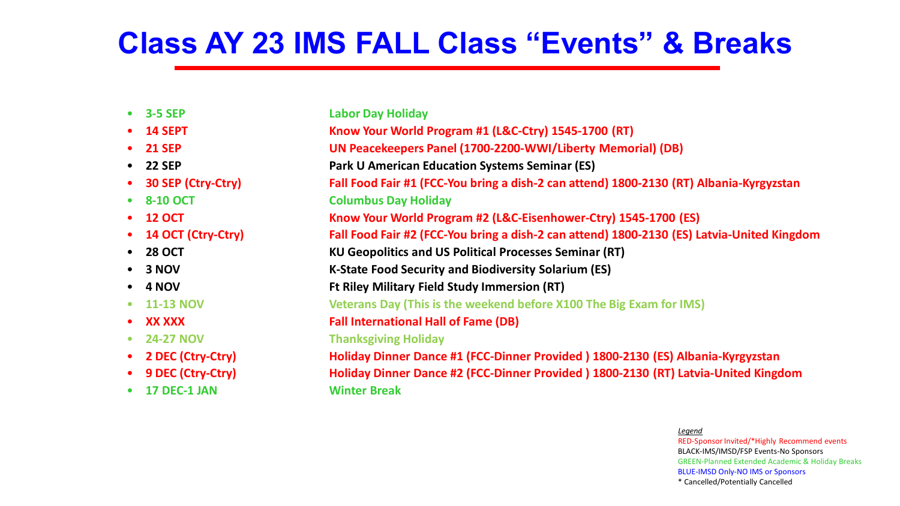# Class AY 23 IMS FALL Class "Events" & Breaks

- **3-5 SEP** — **Labor Day Holiday**
- **14 SEPT** — **Know Your World Program #1 (L&C-Ctry) 1545-1700 (RT)**
- **21 SEP** — **UN Peacekeepers Panel (1700-2200-WWI/Liberty Memorial) (DB)**
- **22 SEP** — **Park U American Education Systems Seminar (ES)**
- **30 SEP (Ctry-Ctry)** — **Fall Food Fair #1 (FCC-You bring a dish-2 can attend) 1800-2130 (RT) Albania-Kyrgyzstan**
- **8-10 OCT** — **Columbus Day Holiday**
- **12 OCT** — **Know Your World Program #2 (L&C-Eisenhower-Ctry) 1545-1700 (ES)**
- **14 OCT (Ctry-Ctry)** — **Fall Food Fair #2 (FCC-You bring a dish-2 can attend) 1800-2130 (ES) Latvia-United Kingdom**
- **28 OCT** — **KU Geopolitics and US Political Processes Seminar (RT)**
- **3 NOV** — **K-State Food Security and Biodiversity Solarium (ES)**
- **4 NOV** — **Ft Riley Military Field Study Immersion (RT)**
- **11-13 NOV** — **Veterans Day (This is the weekend before X100 The Big Exam for IMS)**
- **XX XXX** — **Fall International Hall of Fame (DB)**
- **24-27 NOV** — **Thanksgiving Holiday**
- **2 DEC (Ctry-Ctry)** — **Holiday Dinner Dance #1 (FCC-Dinner Provided ) 1800-2130 (ES) Albania-Kyrgyzstan**
- **9 DEC (Ctry-Ctry)** — **Holiday Dinner Dance #2 (FCC-Dinner Provided ) 1800-2130 (RT) Latvia-United Kingdom**
- **17 DEC-1 JAN** — **Winter Break**

*Legend*
RED-Sponsor Invited/*Highly Recommend events
BLACK-IMS/IMSD/FSP Events-No Sponsors
GREEN-Planned Extended Academic & Holiday Breaks
BLUE-IMSD Only-NO IMS or Sponsors
* Cancelled/Potentially Cancelled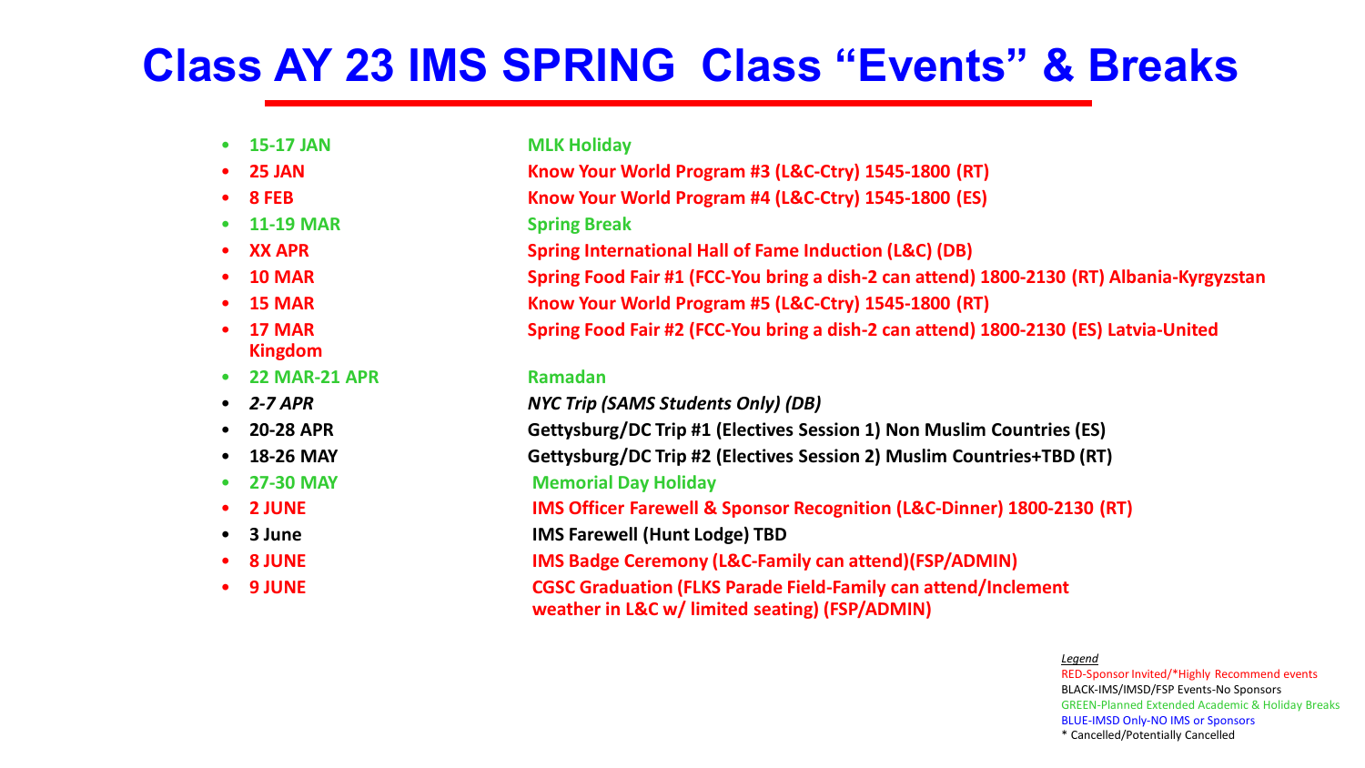# Class AY 23 IMS SPRING Class "Events" & Breaks

- **15-17 JAN** — **MLK Holiday**
- **25 JAN** — **Know Your World Program #3 (L&C-Ctry) 1545-1800 (RT)**
- **8 FEB** — **Know Your World Program #4 (L&C-Ctry) 1545-1800 (ES)**
- **11-19 MAR** — **Spring Break**
- **XX APR** — **Spring International Hall of Fame Induction (L&C) (DB)**
- **10 MAR** — **Spring Food Fair #1 (FCC-You bring a dish-2 can attend) 1800-2130 (RT) Albania-Kyrgyzstan**
- **15 MAR** — **Know Your World Program #5 (L&C-Ctry) 1545-1800 (RT)**
- **17 MAR** — **Spring Food Fair #2 (FCC-You bring a dish-2 can attend) 1800-2130 (ES) Latvia-United Kingdom**
- **22 MAR-21 APR** — **Ramadan**
- ***2-7 APR*** — ***NYC Trip (SAMS Students Only) (DB)***
- **20-28 APR** — **Gettysburg/DC Trip #1 (Electives Session 1) Non Muslim Countries (ES)**
- **18-26 MAY** — **Gettysburg/DC Trip #2 (Electives Session 2) Muslim Countries+TBD (RT)**
- **27-30 MAY** — **Memorial Day Holiday**
- **2 JUNE** — **IMS Officer Farewell & Sponsor Recognition (L&C-Dinner) 1800-2130 (RT)**
- **3 June** — **IMS Farewell (Hunt Lodge) TBD**
- **8 JUNE** — **IMS Badge Ceremony (L&C-Family can attend)(FSP/ADMIN)**
- **9 JUNE** — **CGSC Graduation (FLKS Parade Field-Family can attend/Inclement weather in L&C w/ limited seating) (FSP/ADMIN)**

*Legend*

RED-Sponsor Invited/*Highly Recommend events

BLACK-IMS/IMSD/FSP Events-No Sponsors

GREEN-Planned Extended Academic & Holiday Breaks

BLUE-IMSD Only-NO IMS or Sponsors

* Cancelled/Potentially Cancelled